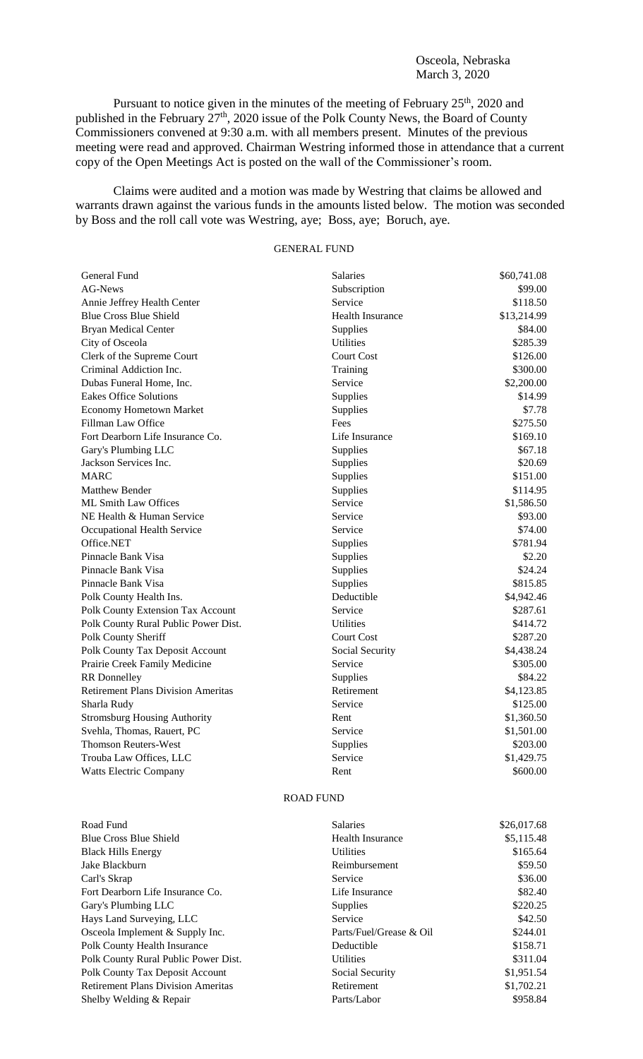Osceola, Nebraska
March 3, 2020

Pursuant to notice given in the minutes of the meeting of February 25th, 2020 and published in the February 27th, 2020 issue of the Polk County News, the Board of County Commissioners convened at 9:30 a.m. with all members present. Minutes of the previous meeting were read and approved. Chairman Westring informed those in attendance that a current copy of the Open Meetings Act is posted on the wall of the Commissioner's room.

Claims were audited and a motion was made by Westring that claims be allowed and warrants drawn against the various funds in the amounts listed below. The motion was seconded by Boss and the roll call vote was Westring, aye; Boss, aye; Boruch, aye.

GENERAL FUND

| | | |
|---|---|---|
| General Fund | Salaries | \$60,741.08 |
| AG-News | Subscription | \$99.00 |
| Annie Jeffrey Health Center | Service | \$118.50 |
| Blue Cross Blue Shield | Health Insurance | \$13,214.99 |
| Bryan Medical Center | Supplies | \$84.00 |
| City of Osceola | Utilities | \$285.39 |
| Clerk of the Supreme Court | Court Cost | \$126.00 |
| Criminal Addiction Inc. | Training | \$300.00 |
| Dubas Funeral Home, Inc. | Service | \$2,200.00 |
| Eakes Office Solutions | Supplies | \$14.99 |
| Economy Hometown Market | Supplies | \$7.78 |
| Fillman Law Office | Fees | \$275.50 |
| Fort Dearborn Life Insurance Co. | Life Insurance | \$169.10 |
| Gary's Plumbing LLC | Supplies | \$67.18 |
| Jackson Services Inc. | Supplies | \$20.69 |
| MARC | Supplies | \$151.00 |
| Matthew Bender | Supplies | \$114.95 |
| ML Smith Law Offices | Service | \$1,586.50 |
| NE Health & Human Service | Service | \$93.00 |
| Occupational Health Service | Service | \$74.00 |
| Office.NET | Supplies | \$781.94 |
| Pinnacle Bank Visa | Supplies | \$2.20 |
| Pinnacle Bank Visa | Supplies | \$24.24 |
| Pinnacle Bank Visa | Supplies | \$815.85 |
| Polk County Health Ins. | Deductible | \$4,942.46 |
| Polk County Extension Tax Account | Service | \$287.61 |
| Polk County Rural Public Power Dist. | Utilities | \$414.72 |
| Polk County Sheriff | Court Cost | \$287.20 |
| Polk County Tax Deposit Account | Social Security | \$4,438.24 |
| Prairie Creek Family Medicine | Service | \$305.00 |
| RR Donnelley | Supplies | \$84.22 |
| Retirement Plans Division Ameritas | Retirement | \$4,123.85 |
| Sharla Rudy | Service | \$125.00 |
| Stromsburg Housing Authority | Rent | \$1,360.50 |
| Svehla, Thomas, Rauert, PC | Service | \$1,501.00 |
| Thomson Reuters-West | Supplies | \$203.00 |
| Trouba Law Offices, LLC | Service | \$1,429.75 |
| Watts Electric Company | Rent | \$600.00 |

ROAD FUND

| | | |
|---|---|---|
| Road Fund | Salaries | \$26,017.68 |
| Blue Cross Blue Shield | Health Insurance | \$5,115.48 |
| Black Hills Energy | Utilities | \$165.64 |
| Jake Blackburn | Reimbursement | \$59.50 |
| Carl's Skrap | Service | \$36.00 |
| Fort Dearborn Life Insurance Co. | Life Insurance | \$82.40 |
| Gary's Plumbing LLC | Supplies | \$220.25 |
| Hays Land Surveying, LLC | Service | \$42.50 |
| Osceola Implement & Supply Inc. | Parts/Fuel/Grease & Oil | \$244.01 |
| Polk County Health Insurance | Deductible | \$158.71 |
| Polk County Rural Public Power Dist. | Utilities | \$311.04 |
| Polk County Tax Deposit Account | Social Security | \$1,951.54 |
| Retirement Plans Division Ameritas | Retirement | \$1,702.21 |
| Shelby Welding & Repair | Parts/Labor | \$958.84 |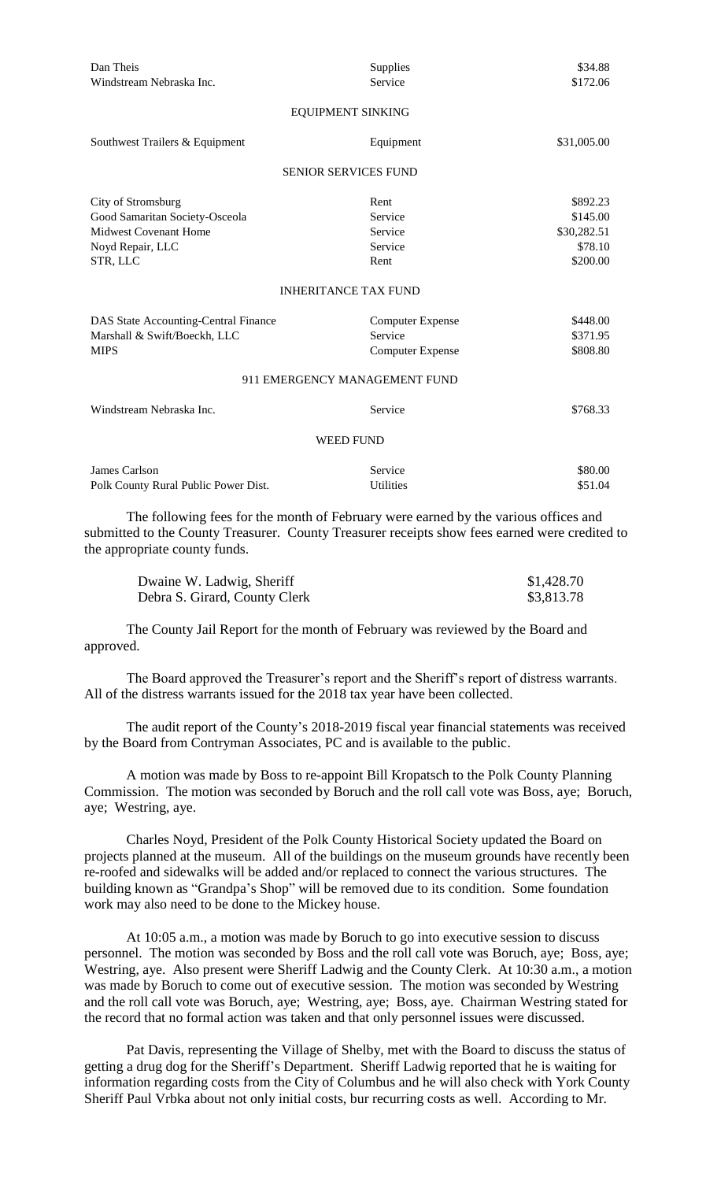| | | |
|---|---|---|
| Dan Theis | Supplies | \$34.88 |
| Windstream Nebraska Inc. | Service | \$172.06 |
| | **EQUIPMENT SINKING** | |
| Southwest Trailers & Equipment | Equipment | \$31,005.00 |
| | **SENIOR SERVICES FUND** | |
| City of Stromsburg | Rent | \$892.23 |
| Good Samaritan Society-Osceola | Service | \$145.00 |
| Midwest Covenant Home | Service | \$30,282.51 |
| Noyd Repair, LLC | Service | \$78.10 |
| STR, LLC | Rent | \$200.00 |
| | **INHERITANCE TAX FUND** | |
| DAS State Accounting-Central Finance | Computer Expense | \$448.00 |
| Marshall & Swift/Boeckh, LLC | Service | \$371.95 |
| MIPS | Computer Expense | \$808.80 |
| | **911 EMERGENCY MANAGEMENT FUND** | |
| Windstream Nebraska Inc. | Service | \$768.33 |
| | **WEED FUND** | |
| James Carlson | Service | \$80.00 |
| Polk County Rural Public Power Dist. | Utilities | \$51.04 |

The following fees for the month of February were earned by the various offices and submitted to the County Treasurer. County Treasurer receipts show fees earned were credited to the appropriate county funds.

| | |
|---|---|
| Dwaine W. Ladwig, Sheriff | \$1,428.70 |
| Debra S. Girard, County Clerk | \$3,813.78 |

The County Jail Report for the month of February was reviewed by the Board and approved.

The Board approved the Treasurer's report and the Sheriff's report of distress warrants. All of the distress warrants issued for the 2018 tax year have been collected.

The audit report of the County's 2018-2019 fiscal year financial statements was received by the Board from Contryman Associates, PC and is available to the public.

A motion was made by Boss to re-appoint Bill Kropatsch to the Polk County Planning Commission. The motion was seconded by Boruch and the roll call vote was Boss, aye; Boruch, aye; Westring, aye.

Charles Noyd, President of the Polk County Historical Society updated the Board on projects planned at the museum. All of the buildings on the museum grounds have recently been re-roofed and sidewalks will be added and/or replaced to connect the various structures. The building known as "Grandpa's Shop" will be removed due to its condition. Some foundation work may also need to be done to the Mickey house.

At 10:05 a.m., a motion was made by Boruch to go into executive session to discuss personnel. The motion was seconded by Boss and the roll call vote was Boruch, aye; Boss, aye; Westring, aye. Also present were Sheriff Ladwig and the County Clerk. At 10:30 a.m., a motion was made by Boruch to come out of executive session. The motion was seconded by Westring and the roll call vote was Boruch, aye; Westring, aye; Boss, aye. Chairman Westring stated for the record that no formal action was taken and that only personnel issues were discussed.

Pat Davis, representing the Village of Shelby, met with the Board to discuss the status of getting a drug dog for the Sheriff's Department. Sheriff Ladwig reported that he is waiting for information regarding costs from the City of Columbus and he will also check with York County Sheriff Paul Vrbka about not only initial costs, bur recurring costs as well. According to Mr.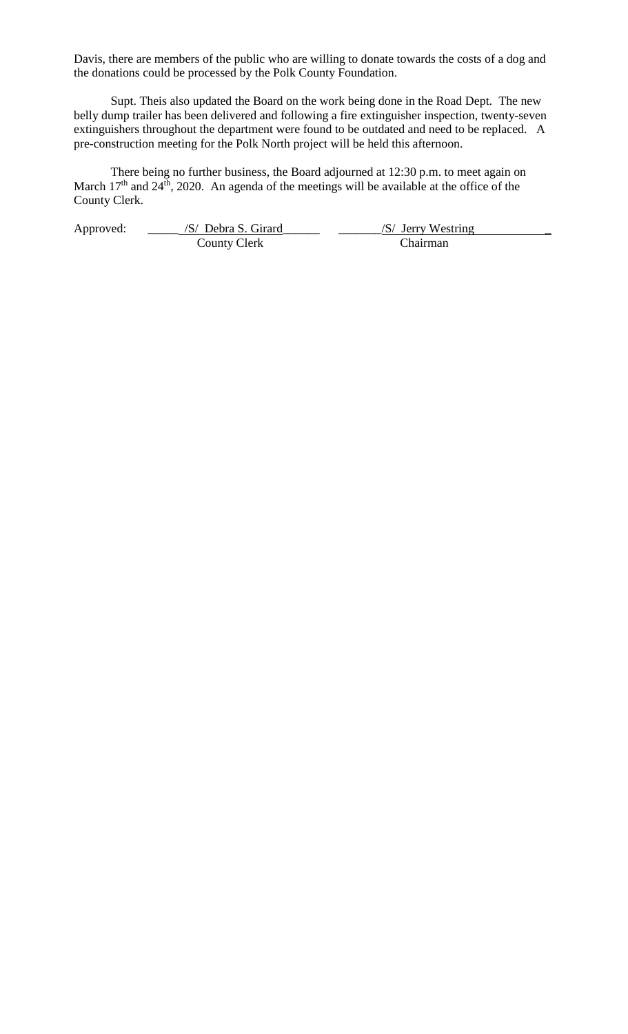Davis, there are members of the public who are willing to donate towards the costs of a dog and the donations could be processed by the Polk County Foundation.

Supt. Theis also updated the Board on the work being done in the Road Dept. The new belly dump trailer has been delivered and following a fire extinguisher inspection, twenty-seven extinguishers throughout the department were found to be outdated and need to be replaced. A pre-construction meeting for the Polk North project will be held this afternoon.

There being no further business, the Board adjourned at 12:30 p.m. to meet again on March 17th and 24th, 2020. An agenda of the meetings will be available at the office of the County Clerk.

Approved: /S/ Debra S. Girard — County Clerk

/S/ Jerry Westring — Chairman